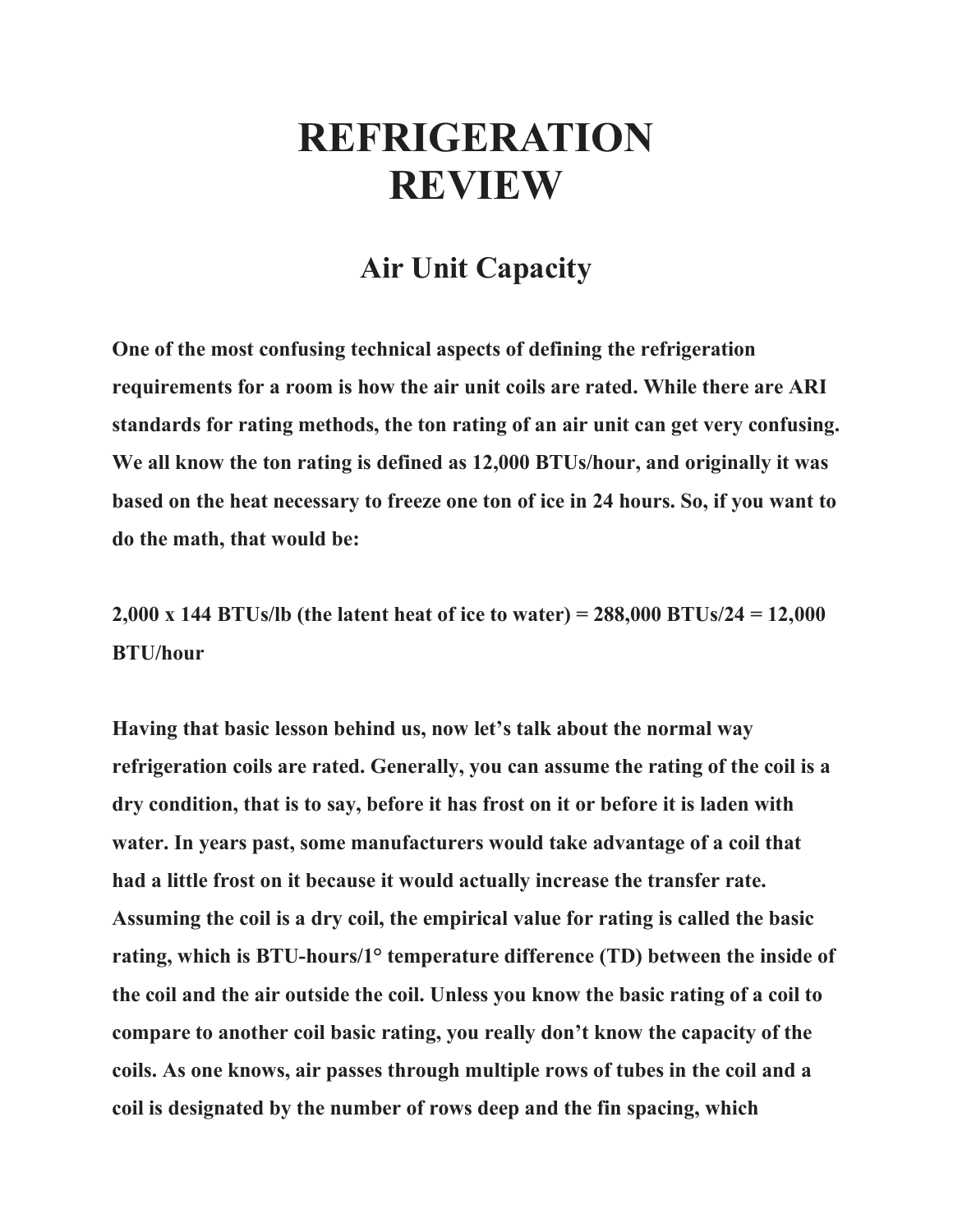# REFRIGERATION REVIEW

## Air Unit Capacity

**One of the most confusing technical aspects of defining the refrigeration requirements for a room is how the air unit coils are rated. While there are ARI standards for rating methods, the ton rating of an air unit can get very confusing. We all know the ton rating is defined as 12,000 BTUs/hour, and originally it was based on the heat necessary to freeze one ton of ice in 24 hours. So, if you want to do the math, that would be:**

**2,000 x 144 BTUs/lb (the latent heat of ice to water) = 288,000 BTUs/24 = 12,000 BTU/hour**

**Having that basic lesson behind us, now let's talk about the normal way refrigeration coils are rated. Generally, you can assume the rating of the coil is a dry condition, that is to say, before it has frost on it or before it is laden with water. In years past, some manufacturers would take advantage of a coil that had a little frost on it because it would actually increase the transfer rate. Assuming the coil is a dry coil, the empirical value for rating is called the basic rating, which is BTU-hours/1° temperature difference (TD) between the inside of the coil and the air outside the coil. Unless you know the basic rating of a coil to compare to another coil basic rating, you really don't know the capacity of the coils. As one knows, air passes through multiple rows of tubes in the coil and a coil is designated by the number of rows deep and the fin spacing, which**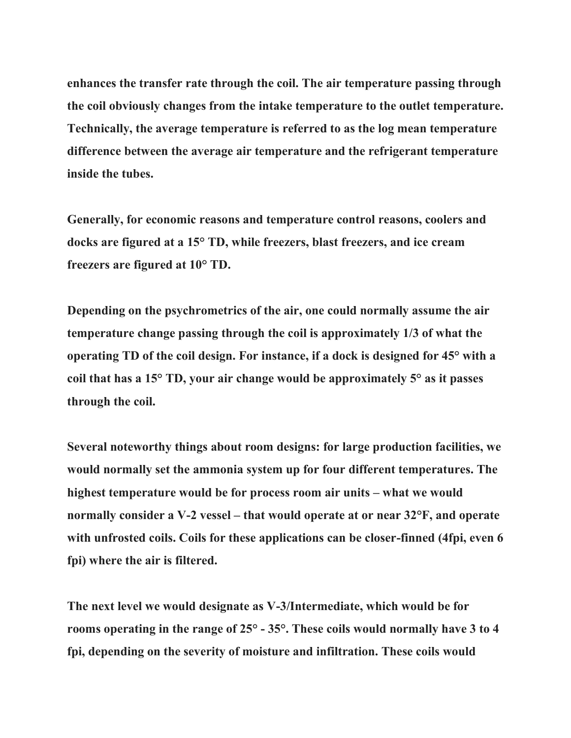**enhances the transfer rate through the coil. The air temperature passing through the coil obviously changes from the intake temperature to the outlet temperature. Technically, the average temperature is referred to as the log mean temperature difference between the average air temperature and the refrigerant temperature inside the tubes.**

**Generally, for economic reasons and temperature control reasons, coolers and docks are figured at a 15° TD, while freezers, blast freezers, and ice cream freezers are figured at 10° TD.**

**Depending on the psychrometrics of the air, one could normally assume the air temperature change passing through the coil is approximately 1/3 of what the operating TD of the coil design. For instance, if a dock is designed for 45° with a coil that has a 15° TD, your air change would be approximately 5° as it passes through the coil.**

**Several noteworthy things about room designs: for large production facilities, we would normally set the ammonia system up for four different temperatures. The highest temperature would be for process room air units – what we would normally consider a V-2 vessel – that would operate at or near 32°F, and operate with unfrosted coils. Coils for these applications can be closer-finned (4fpi, even 6 fpi) where the air is filtered.**

**The next level we would designate as V-3/Intermediate, which would be for rooms operating in the range of 25° - 35°. These coils would normally have 3 to 4 fpi, depending on the severity of moisture and infiltration. These coils would**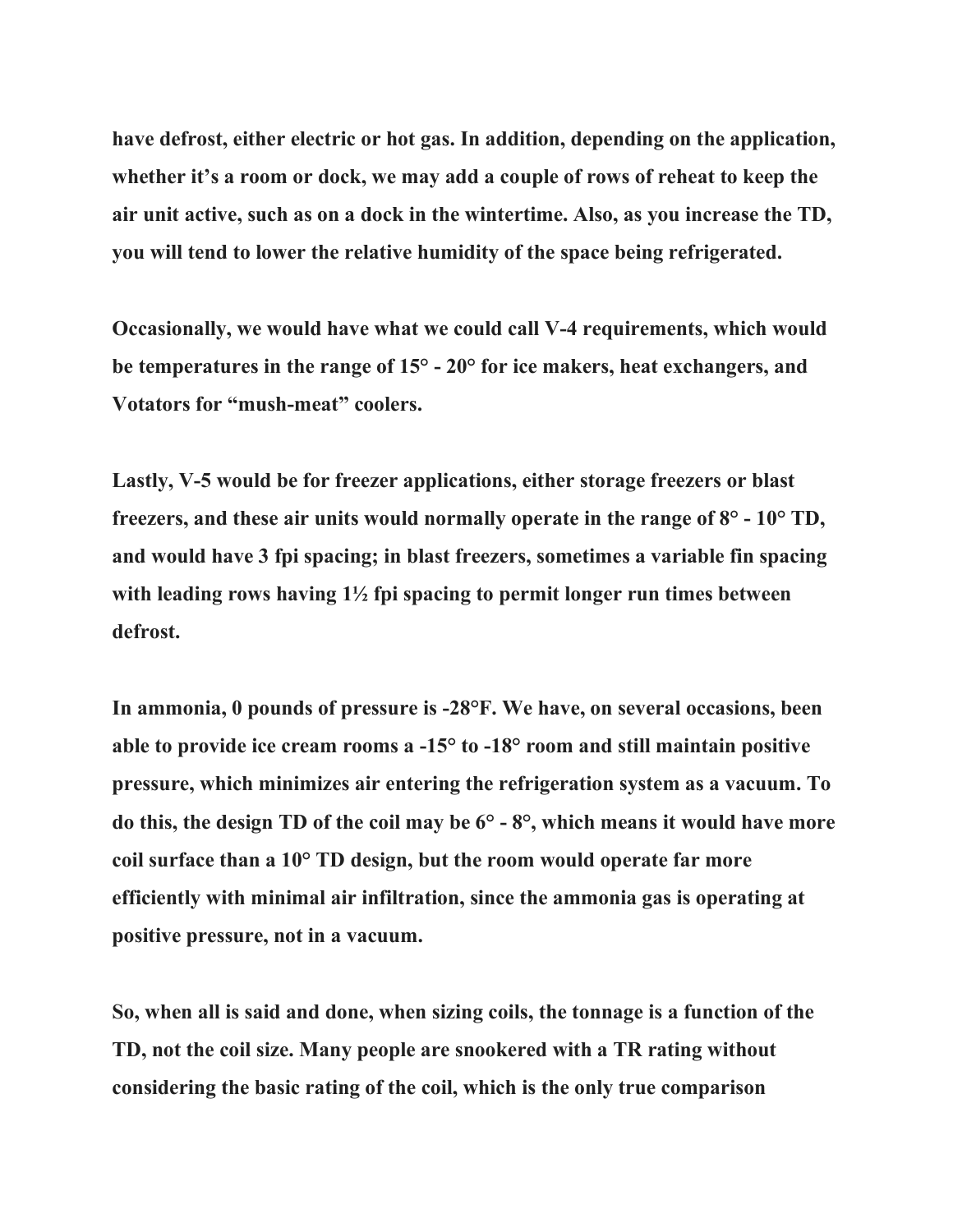**have defrost, either electric or hot gas. In addition, depending on the application, whether it's a room or dock, we may add a couple of rows of reheat to keep the air unit active, such as on a dock in the wintertime. Also, as you increase the TD, you will tend to lower the relative humidity of the space being refrigerated.**

**Occasionally, we would have what we could call V-4 requirements, which would be temperatures in the range of 15° - 20° for ice makers, heat exchangers, and Votators for "mush-meat" coolers.**

**Lastly, V-5 would be for freezer applications, either storage freezers or blast freezers, and these air units would normally operate in the range of 8° - 10° TD, and would have 3 fpi spacing; in blast freezers, sometimes a variable fin spacing with leading rows having 1½ fpi spacing to permit longer run times between defrost.**

**In ammonia, 0 pounds of pressure is -28°F. We have, on several occasions, been able to provide ice cream rooms a -15° to -18° room and still maintain positive pressure, which minimizes air entering the refrigeration system as a vacuum. To do this, the design TD of the coil may be 6° - 8°, which means it would have more coil surface than a 10° TD design, but the room would operate far more efficiently with minimal air infiltration, since the ammonia gas is operating at positive pressure, not in a vacuum.**

**So, when all is said and done, when sizing coils, the tonnage is a function of the TD, not the coil size. Many people are snookered with a TR rating without considering the basic rating of the coil, which is the only true comparison**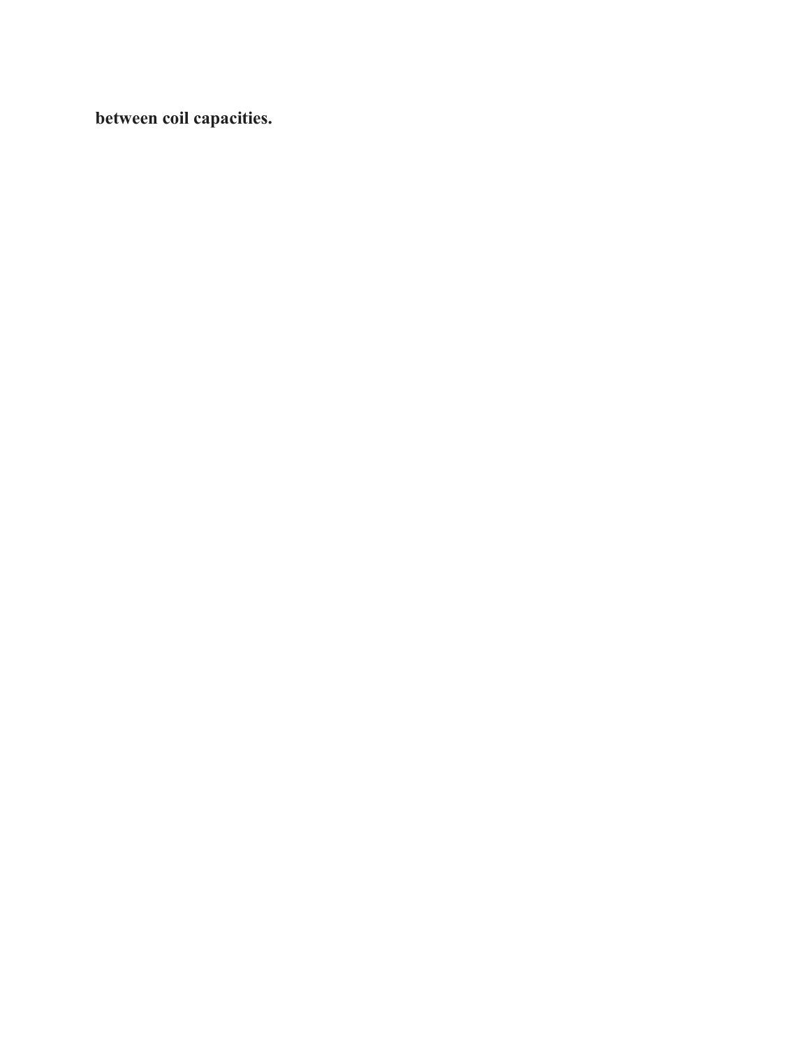**between coil capacities.**